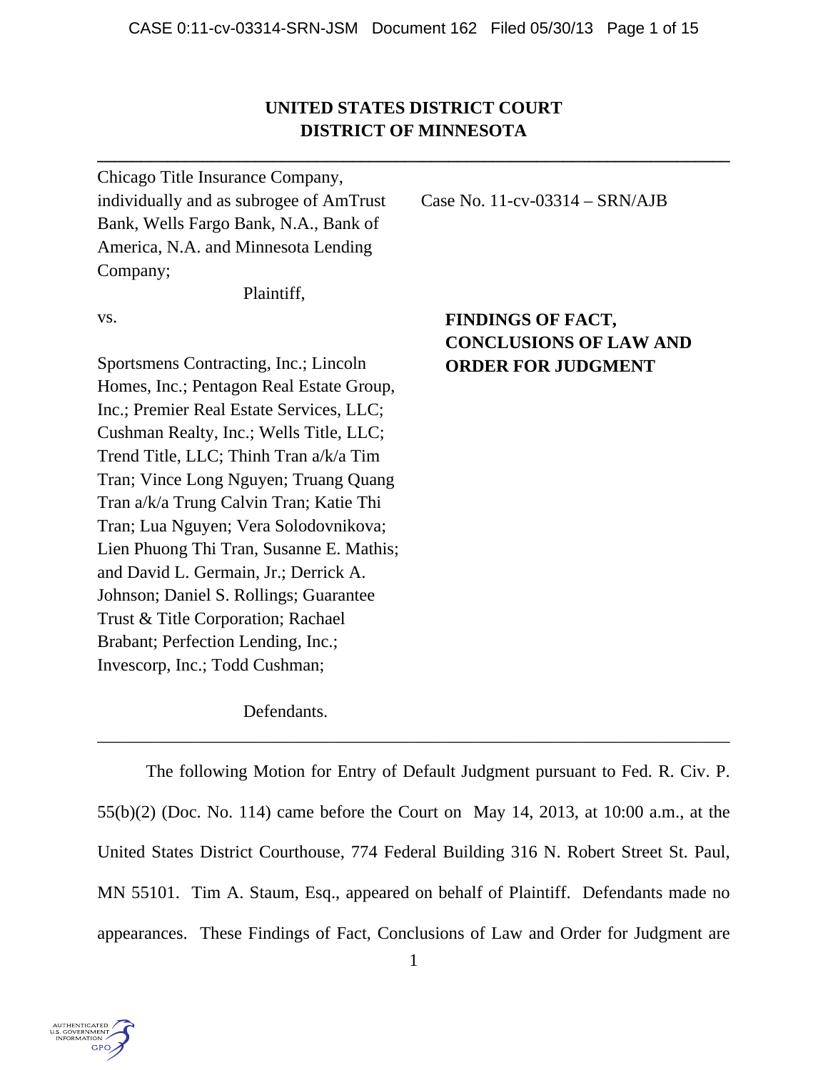**UNITED STATES DISTRICT COURT**
**DISTRICT OF MINNESOTA**

---

Chicago Title Insurance Company, individually and as subrogee of AmTrust Bank, Wells Fargo Bank, N.A., Bank of America, N.A. and Minnesota Lending Company;

Plaintiff,

vs.

Sportsmens Contracting, Inc.; Lincoln Homes, Inc.; Pentagon Real Estate Group, Inc.; Premier Real Estate Services, LLC; Cushman Realty, Inc.; Wells Title, LLC; Trend Title, LLC; Thinh Tran a/k/a Tim Tran; Vince Long Nguyen; Truang Quang Tran a/k/a Trung Calvin Tran; Katie Thi Tran; Lua Nguyen; Vera Solodovnikova; Lien Phuong Thi Tran, Susanne E. Mathis; and David L. Germain, Jr.; Derrick A. Johnson; Daniel S. Rollings; Guarantee Trust & Title Corporation; Rachael Brabant; Perfection Lending, Inc.; Invescorp, Inc.; Todd Cushman;

Defendants.

Case No. 11-cv-03314 – SRN/AJB

**FINDINGS OF FACT, CONCLUSIONS OF LAW AND ORDER FOR JUDGMENT**

---

The following Motion for Entry of Default Judgment pursuant to Fed. R. Civ. P. 55(b)(2) (Doc. No. 114) came before the Court on May 14, 2013, at 10:00 a.m., at the United States District Courthouse, 774 Federal Building 316 N. Robert Street St. Paul, MN 55101. Tim A. Staum, Esq., appeared on behalf of Plaintiff. Defendants made no appearances. These Findings of Fact, Conclusions of Law and Order for Judgment are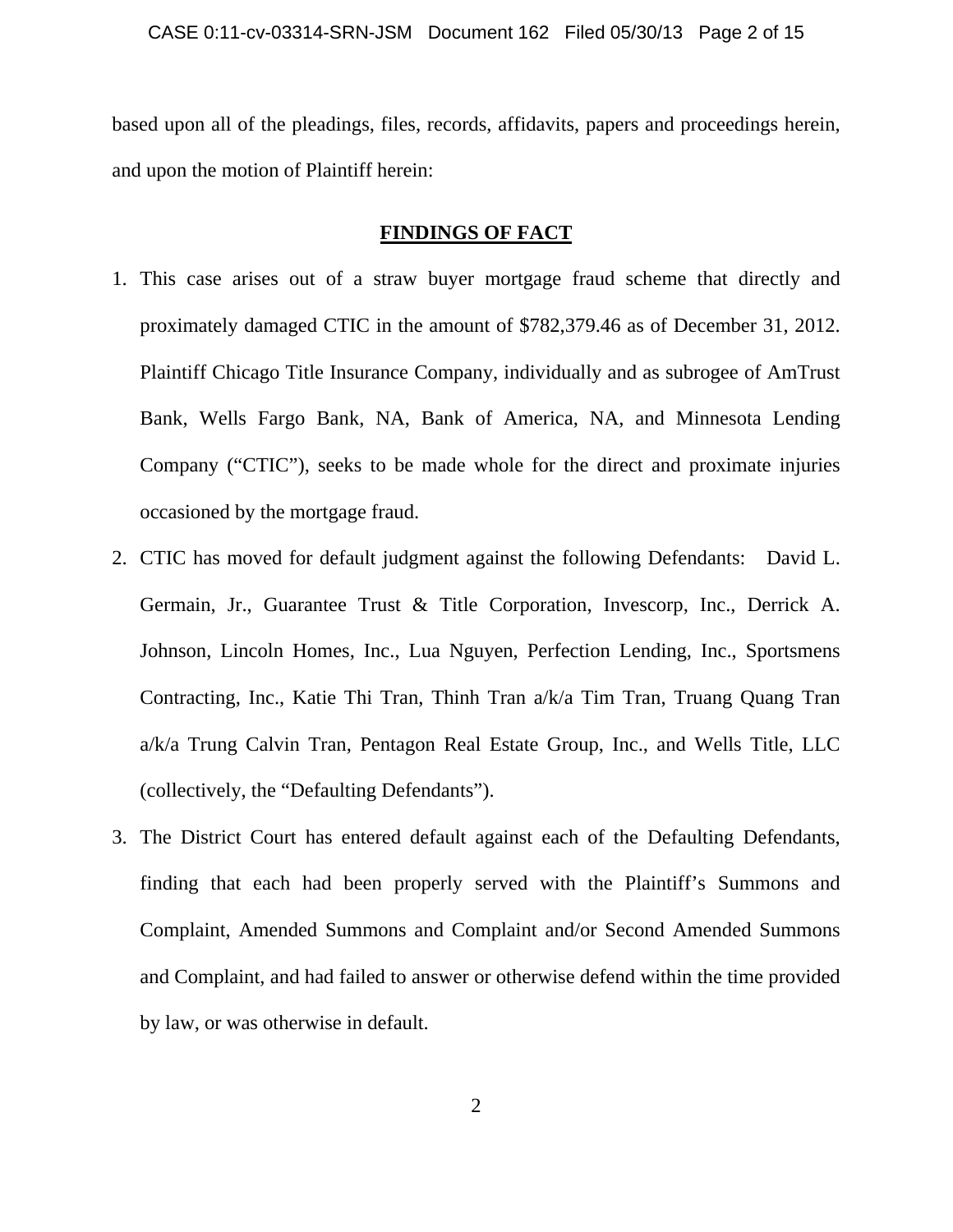based upon all of the pleadings, files, records, affidavits, papers and proceedings herein, and upon the motion of Plaintiff herein:

## **FINDINGS OF FACT**

1. This case arises out of a straw buyer mortgage fraud scheme that directly and proximately damaged CTIC in the amount of $782,379.46 as of December 31, 2012. Plaintiff Chicago Title Insurance Company, individually and as subrogee of AmTrust Bank, Wells Fargo Bank, NA, Bank of America, NA, and Minnesota Lending Company ("CTIC"), seeks to be made whole for the direct and proximate injuries occasioned by the mortgage fraud.

2. CTIC has moved for default judgment against the following Defendants: David L. Germain, Jr., Guarantee Trust & Title Corporation, Invescorp, Inc., Derrick A. Johnson, Lincoln Homes, Inc., Lua Nguyen, Perfection Lending, Inc., Sportsmens Contracting, Inc., Katie Thi Tran, Thinh Tran a/k/a Tim Tran, Truang Quang Tran a/k/a Trung Calvin Tran, Pentagon Real Estate Group, Inc., and Wells Title, LLC (collectively, the "Defaulting Defendants").

3. The District Court has entered default against each of the Defaulting Defendants, finding that each had been properly served with the Plaintiff's Summons and Complaint, Amended Summons and Complaint and/or Second Amended Summons and Complaint, and had failed to answer or otherwise defend within the time provided by law, or was otherwise in default.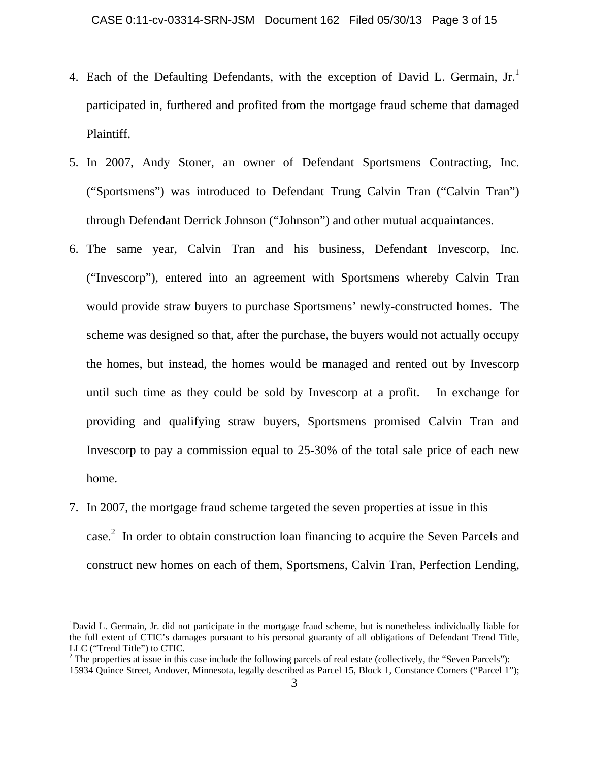4. Each of the Defaulting Defendants, with the exception of David L. Germain, Jr.[1] participated in, furthered and profited from the mortgage fraud scheme that damaged Plaintiff.

5. In 2007, Andy Stoner, an owner of Defendant Sportsmens Contracting, Inc. ("Sportsmens") was introduced to Defendant Trung Calvin Tran ("Calvin Tran") through Defendant Derrick Johnson ("Johnson") and other mutual acquaintances.

6. The same year, Calvin Tran and his business, Defendant Invescorp, Inc. ("Invescorp"), entered into an agreement with Sportsmens whereby Calvin Tran would provide straw buyers to purchase Sportsmens' newly-constructed homes. The scheme was designed so that, after the purchase, the buyers would not actually occupy the homes, but instead, the homes would be managed and rented out by Invescorp until such time as they could be sold by Invescorp at a profit. In exchange for providing and qualifying straw buyers, Sportsmens promised Calvin Tran and Invescorp to pay a commission equal to 25-30% of the total sale price of each new home.

7. In 2007, the mortgage fraud scheme targeted the seven properties at issue in this case.[2] In order to obtain construction loan financing to acquire the Seven Parcels and construct new homes on each of them, Sportsmens, Calvin Tran, Perfection Lending,

---

[1] David L. Germain, Jr. did not participate in the mortgage fraud scheme, but is nonetheless individually liable for the full extent of CTIC's damages pursuant to his personal guaranty of all obligations of Defendant Trend Title, LLC ("Trend Title") to CTIC.

[2] The properties at issue in this case include the following parcels of real estate (collectively, the "Seven Parcels"): 15934 Quince Street, Andover, Minnesota, legally described as Parcel 15, Block 1, Constance Corners ("Parcel 1");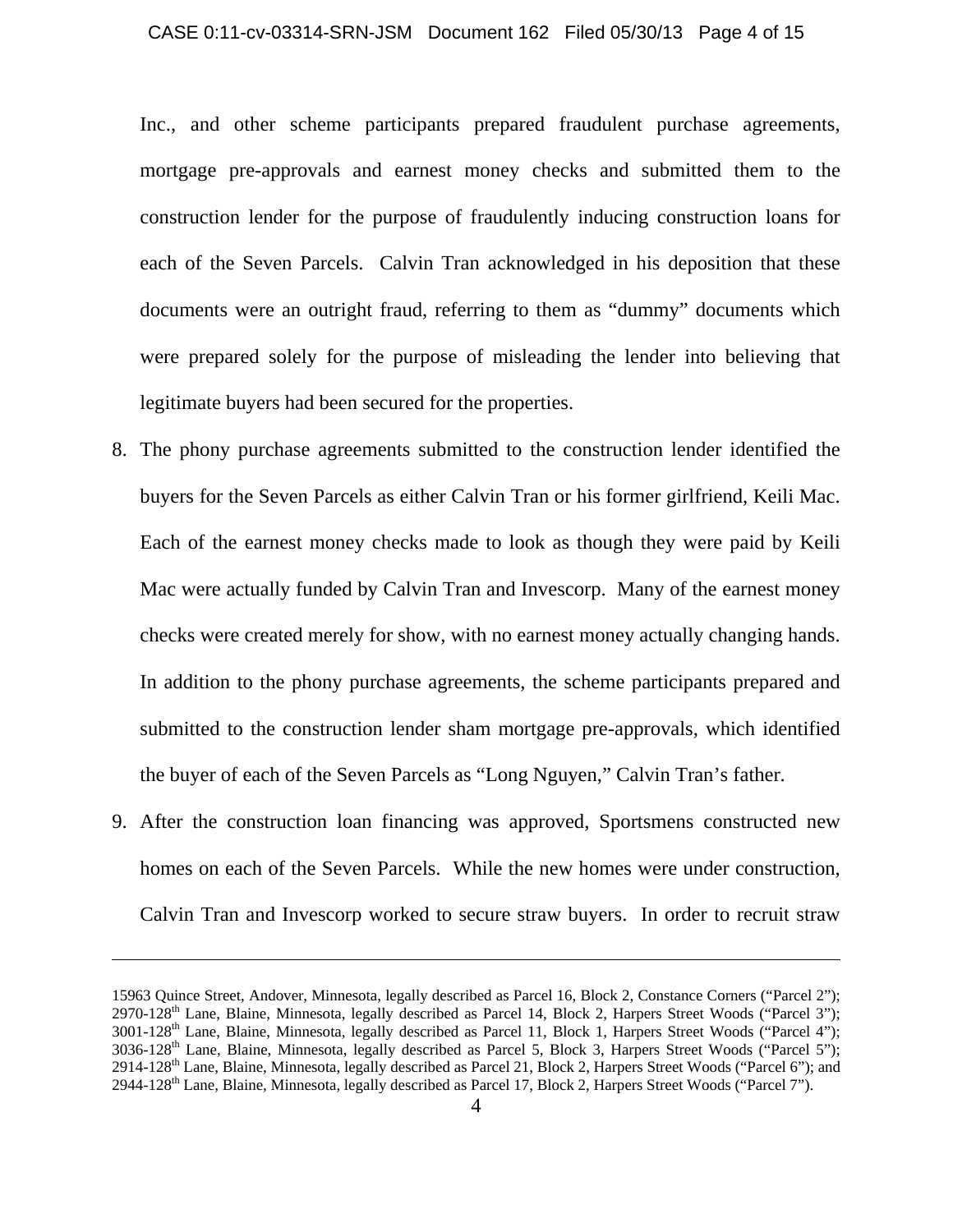Inc., and other scheme participants prepared fraudulent purchase agreements, mortgage pre-approvals and earnest money checks and submitted them to the construction lender for the purpose of fraudulently inducing construction loans for each of the Seven Parcels. Calvin Tran acknowledged in his deposition that these documents were an outright fraud, referring to them as "dummy" documents which were prepared solely for the purpose of misleading the lender into believing that legitimate buyers had been secured for the properties.

8. The phony purchase agreements submitted to the construction lender identified the buyers for the Seven Parcels as either Calvin Tran or his former girlfriend, Keili Mac. Each of the earnest money checks made to look as though they were paid by Keili Mac were actually funded by Calvin Tran and Invescorp. Many of the earnest money checks were created merely for show, with no earnest money actually changing hands. In addition to the phony purchase agreements, the scheme participants prepared and submitted to the construction lender sham mortgage pre-approvals, which identified the buyer of each of the Seven Parcels as "Long Nguyen," Calvin Tran's father.

9. After the construction loan financing was approved, Sportsmens constructed new homes on each of the Seven Parcels. While the new homes were under construction, Calvin Tran and Invescorp worked to secure straw buyers. In order to recruit straw

---

15963 Quince Street, Andover, Minnesota, legally described as Parcel 16, Block 2, Constance Corners ("Parcel 2"); 2970-128th Lane, Blaine, Minnesota, legally described as Parcel 14, Block 2, Harpers Street Woods ("Parcel 3"); 3001-128th Lane, Blaine, Minnesota, legally described as Parcel 11, Block 1, Harpers Street Woods ("Parcel 4"); 3036-128th Lane, Blaine, Minnesota, legally described as Parcel 5, Block 3, Harpers Street Woods ("Parcel 5"); 2914-128th Lane, Blaine, Minnesota, legally described as Parcel 21, Block 2, Harpers Street Woods ("Parcel 6"); and 2944-128th Lane, Blaine, Minnesota, legally described as Parcel 17, Block 2, Harpers Street Woods ("Parcel 7").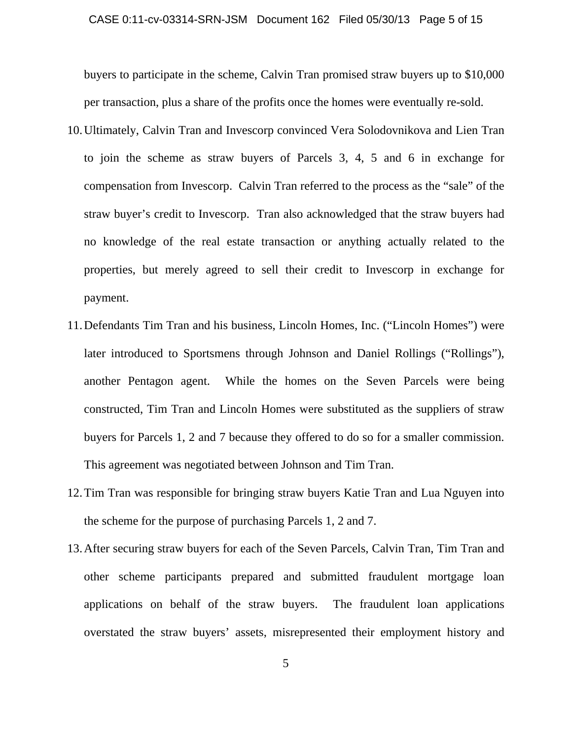buyers to participate in the scheme, Calvin Tran promised straw buyers up to $10,000 per transaction, plus a share of the profits once the homes were eventually re-sold.

10. Ultimately, Calvin Tran and Invescorp convinced Vera Solodovnikova and Lien Tran to join the scheme as straw buyers of Parcels 3, 4, 5 and 6 in exchange for compensation from Invescorp. Calvin Tran referred to the process as the "sale" of the straw buyer's credit to Invescorp. Tran also acknowledged that the straw buyers had no knowledge of the real estate transaction or anything actually related to the properties, but merely agreed to sell their credit to Invescorp in exchange for payment.

11. Defendants Tim Tran and his business, Lincoln Homes, Inc. ("Lincoln Homes") were later introduced to Sportsmens through Johnson and Daniel Rollings ("Rollings"), another Pentagon agent. While the homes on the Seven Parcels were being constructed, Tim Tran and Lincoln Homes were substituted as the suppliers of straw buyers for Parcels 1, 2 and 7 because they offered to do so for a smaller commission. This agreement was negotiated between Johnson and Tim Tran.

12. Tim Tran was responsible for bringing straw buyers Katie Tran and Lua Nguyen into the scheme for the purpose of purchasing Parcels 1, 2 and 7.

13. After securing straw buyers for each of the Seven Parcels, Calvin Tran, Tim Tran and other scheme participants prepared and submitted fraudulent mortgage loan applications on behalf of the straw buyers. The fraudulent loan applications overstated the straw buyers' assets, misrepresented their employment history and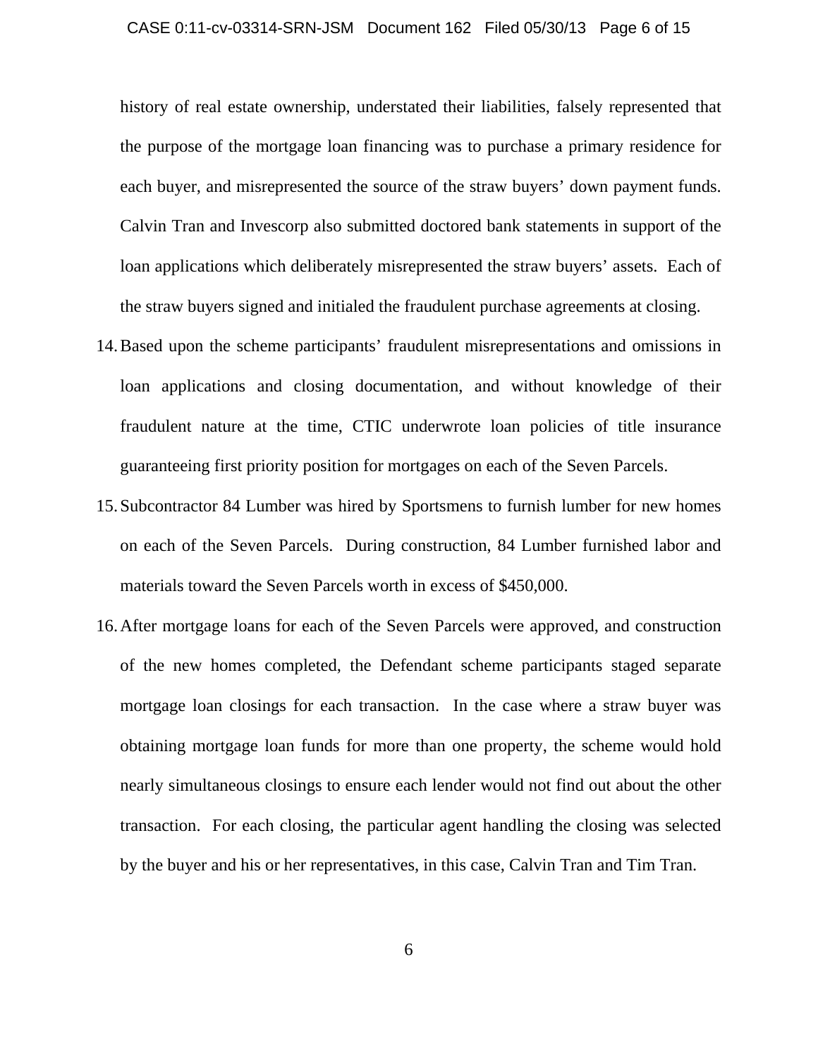history of real estate ownership, understated their liabilities, falsely represented that the purpose of the mortgage loan financing was to purchase a primary residence for each buyer, and misrepresented the source of the straw buyers' down payment funds. Calvin Tran and Invescorp also submitted doctored bank statements in support of the loan applications which deliberately misrepresented the straw buyers' assets. Each of the straw buyers signed and initialed the fraudulent purchase agreements at closing.

14. Based upon the scheme participants' fraudulent misrepresentations and omissions in loan applications and closing documentation, and without knowledge of their fraudulent nature at the time, CTIC underwrote loan policies of title insurance guaranteeing first priority position for mortgages on each of the Seven Parcels.

15. Subcontractor 84 Lumber was hired by Sportsmens to furnish lumber for new homes on each of the Seven Parcels. During construction, 84 Lumber furnished labor and materials toward the Seven Parcels worth in excess of $450,000.

16. After mortgage loans for each of the Seven Parcels were approved, and construction of the new homes completed, the Defendant scheme participants staged separate mortgage loan closings for each transaction. In the case where a straw buyer was obtaining mortgage loan funds for more than one property, the scheme would hold nearly simultaneous closings to ensure each lender would not find out about the other transaction. For each closing, the particular agent handling the closing was selected by the buyer and his or her representatives, in this case, Calvin Tran and Tim Tran.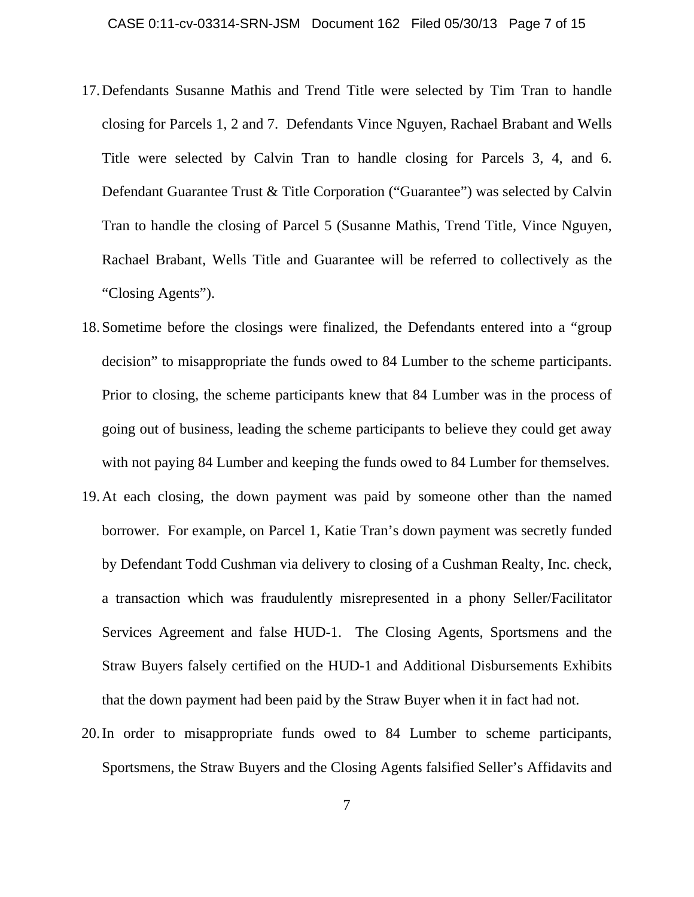17. Defendants Susanne Mathis and Trend Title were selected by Tim Tran to handle closing for Parcels 1, 2 and 7. Defendants Vince Nguyen, Rachael Brabant and Wells Title were selected by Calvin Tran to handle closing for Parcels 3, 4, and 6. Defendant Guarantee Trust & Title Corporation ("Guarantee") was selected by Calvin Tran to handle the closing of Parcel 5 (Susanne Mathis, Trend Title, Vince Nguyen, Rachael Brabant, Wells Title and Guarantee will be referred to collectively as the "Closing Agents").

18. Sometime before the closings were finalized, the Defendants entered into a "group decision" to misappropriate the funds owed to 84 Lumber to the scheme participants. Prior to closing, the scheme participants knew that 84 Lumber was in the process of going out of business, leading the scheme participants to believe they could get away with not paying 84 Lumber and keeping the funds owed to 84 Lumber for themselves.

19. At each closing, the down payment was paid by someone other than the named borrower. For example, on Parcel 1, Katie Tran's down payment was secretly funded by Defendant Todd Cushman via delivery to closing of a Cushman Realty, Inc. check, a transaction which was fraudulently misrepresented in a phony Seller/Facilitator Services Agreement and false HUD-1. The Closing Agents, Sportsmens and the Straw Buyers falsely certified on the HUD-1 and Additional Disbursements Exhibits that the down payment had been paid by the Straw Buyer when it in fact had not.

20. In order to misappropriate funds owed to 84 Lumber to scheme participants, Sportsmens, the Straw Buyers and the Closing Agents falsified Seller's Affidavits and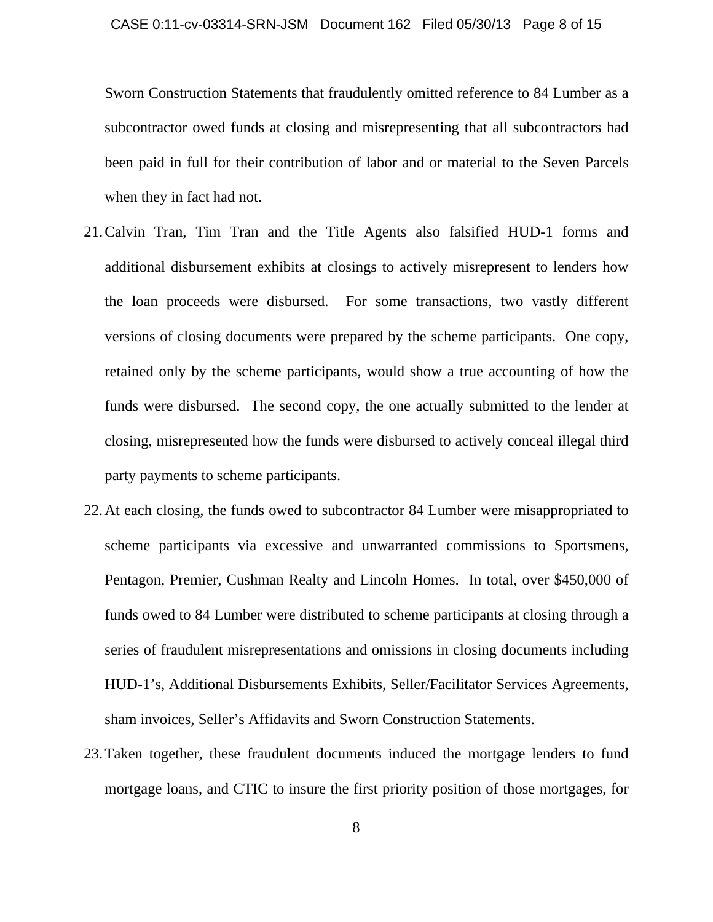Sworn Construction Statements that fraudulently omitted reference to 84 Lumber as a subcontractor owed funds at closing and misrepresenting that all subcontractors had been paid in full for their contribution of labor and or material to the Seven Parcels when they in fact had not.

21. Calvin Tran, Tim Tran and the Title Agents also falsified HUD-1 forms and additional disbursement exhibits at closings to actively misrepresent to lenders how the loan proceeds were disbursed. For some transactions, two vastly different versions of closing documents were prepared by the scheme participants. One copy, retained only by the scheme participants, would show a true accounting of how the funds were disbursed. The second copy, the one actually submitted to the lender at closing, misrepresented how the funds were disbursed to actively conceal illegal third party payments to scheme participants.

22. At each closing, the funds owed to subcontractor 84 Lumber were misappropriated to scheme participants via excessive and unwarranted commissions to Sportsmens, Pentagon, Premier, Cushman Realty and Lincoln Homes. In total, over $450,000 of funds owed to 84 Lumber were distributed to scheme participants at closing through a series of fraudulent misrepresentations and omissions in closing documents including HUD-1's, Additional Disbursements Exhibits, Seller/Facilitator Services Agreements, sham invoices, Seller's Affidavits and Sworn Construction Statements.

23. Taken together, these fraudulent documents induced the mortgage lenders to fund mortgage loans, and CTIC to insure the first priority position of those mortgages, for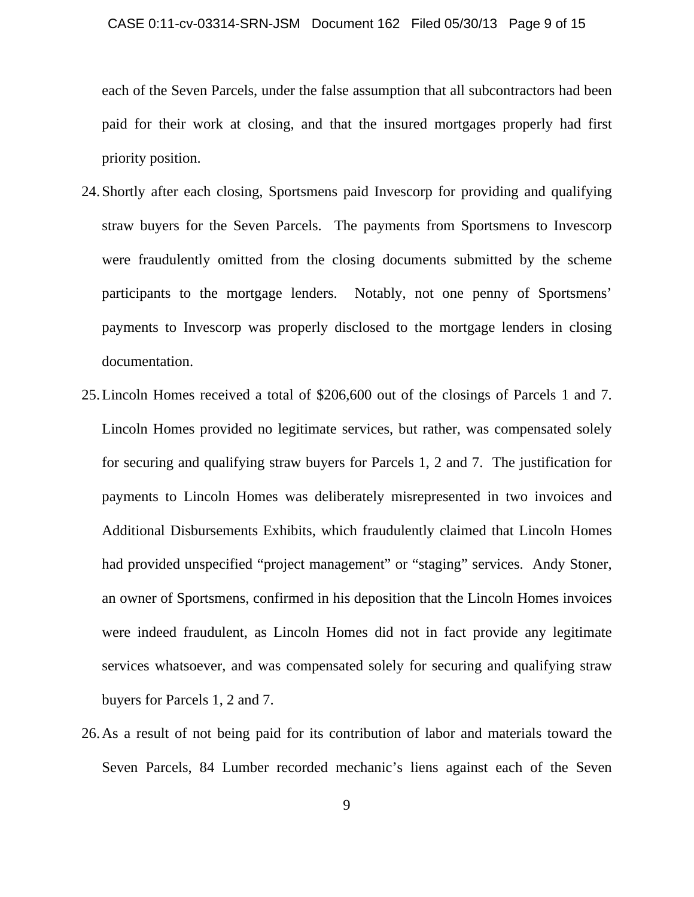each of the Seven Parcels, under the false assumption that all subcontractors had been paid for their work at closing, and that the insured mortgages properly had first priority position.

24. Shortly after each closing, Sportsmens paid Invescorp for providing and qualifying straw buyers for the Seven Parcels. The payments from Sportsmens to Invescorp were fraudulently omitted from the closing documents submitted by the scheme participants to the mortgage lenders. Notably, not one penny of Sportsmens' payments to Invescorp was properly disclosed to the mortgage lenders in closing documentation.

25. Lincoln Homes received a total of $206,600 out of the closings of Parcels 1 and 7. Lincoln Homes provided no legitimate services, but rather, was compensated solely for securing and qualifying straw buyers for Parcels 1, 2 and 7. The justification for payments to Lincoln Homes was deliberately misrepresented in two invoices and Additional Disbursements Exhibits, which fraudulently claimed that Lincoln Homes had provided unspecified "project management" or "staging" services. Andy Stoner, an owner of Sportsmens, confirmed in his deposition that the Lincoln Homes invoices were indeed fraudulent, as Lincoln Homes did not in fact provide any legitimate services whatsoever, and was compensated solely for securing and qualifying straw buyers for Parcels 1, 2 and 7.

26. As a result of not being paid for its contribution of labor and materials toward the Seven Parcels, 84 Lumber recorded mechanic's liens against each of the Seven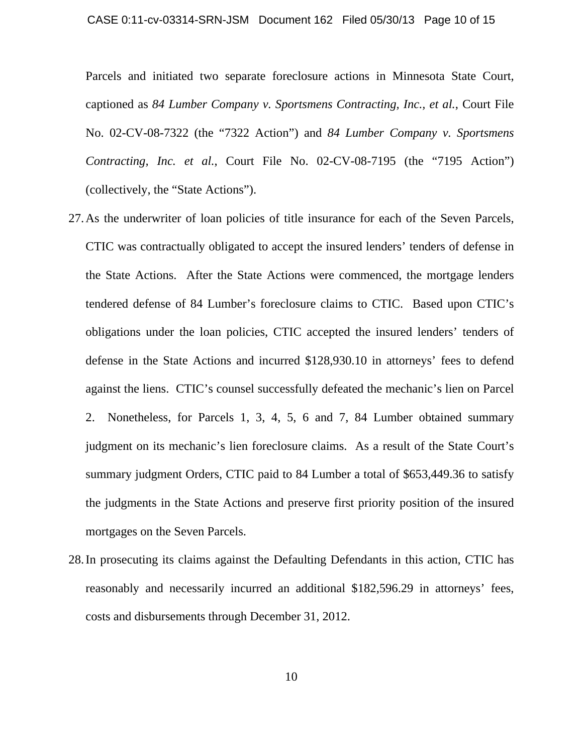Parcels and initiated two separate foreclosure actions in Minnesota State Court, captioned as *84 Lumber Company v. Sportsmens Contracting, Inc., et al.*, Court File No. 02-CV-08-7322 (the "7322 Action") and *84 Lumber Company v. Sportsmens Contracting, Inc. et al.*, Court File No. 02-CV-08-7195 (the "7195 Action") (collectively, the "State Actions").

27. As the underwriter of loan policies of title insurance for each of the Seven Parcels, CTIC was contractually obligated to accept the insured lenders' tenders of defense in the State Actions. After the State Actions were commenced, the mortgage lenders tendered defense of 84 Lumber's foreclosure claims to CTIC. Based upon CTIC's obligations under the loan policies, CTIC accepted the insured lenders' tenders of defense in the State Actions and incurred $128,930.10 in attorneys' fees to defend against the liens. CTIC's counsel successfully defeated the mechanic's lien on Parcel 2. Nonetheless, for Parcels 1, 3, 4, 5, 6 and 7, 84 Lumber obtained summary judgment on its mechanic's lien foreclosure claims. As a result of the State Court's summary judgment Orders, CTIC paid to 84 Lumber a total of $653,449.36 to satisfy the judgments in the State Actions and preserve first priority position of the insured mortgages on the Seven Parcels.

28. In prosecuting its claims against the Defaulting Defendants in this action, CTIC has reasonably and necessarily incurred an additional $182,596.29 in attorneys' fees, costs and disbursements through December 31, 2012.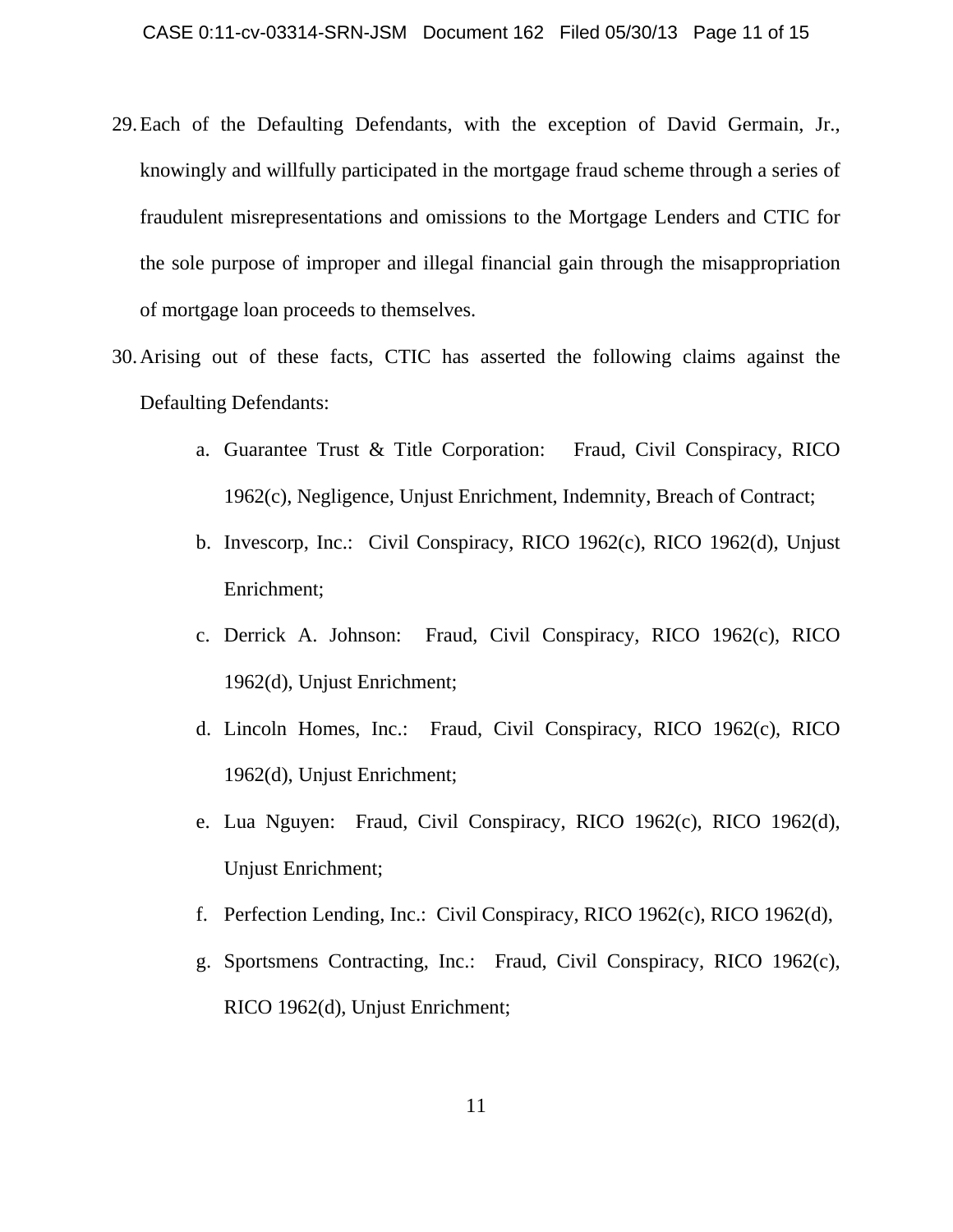29. Each of the Defaulting Defendants, with the exception of David Germain, Jr., knowingly and willfully participated in the mortgage fraud scheme through a series of fraudulent misrepresentations and omissions to the Mortgage Lenders and CTIC for the sole purpose of improper and illegal financial gain through the misappropriation of mortgage loan proceeds to themselves.

30. Arising out of these facts, CTIC has asserted the following claims against the Defaulting Defendants:

    a. Guarantee Trust & Title Corporation: Fraud, Civil Conspiracy, RICO 1962(c), Negligence, Unjust Enrichment, Indemnity, Breach of Contract;

    b. Invescorp, Inc.: Civil Conspiracy, RICO 1962(c), RICO 1962(d), Unjust Enrichment;

    c. Derrick A. Johnson: Fraud, Civil Conspiracy, RICO 1962(c), RICO 1962(d), Unjust Enrichment;

    d. Lincoln Homes, Inc.: Fraud, Civil Conspiracy, RICO 1962(c), RICO 1962(d), Unjust Enrichment;

    e. Lua Nguyen: Fraud, Civil Conspiracy, RICO 1962(c), RICO 1962(d), Unjust Enrichment;

    f. Perfection Lending, Inc.: Civil Conspiracy, RICO 1962(c), RICO 1962(d),

    g. Sportsmens Contracting, Inc.: Fraud, Civil Conspiracy, RICO 1962(c), RICO 1962(d), Unjust Enrichment;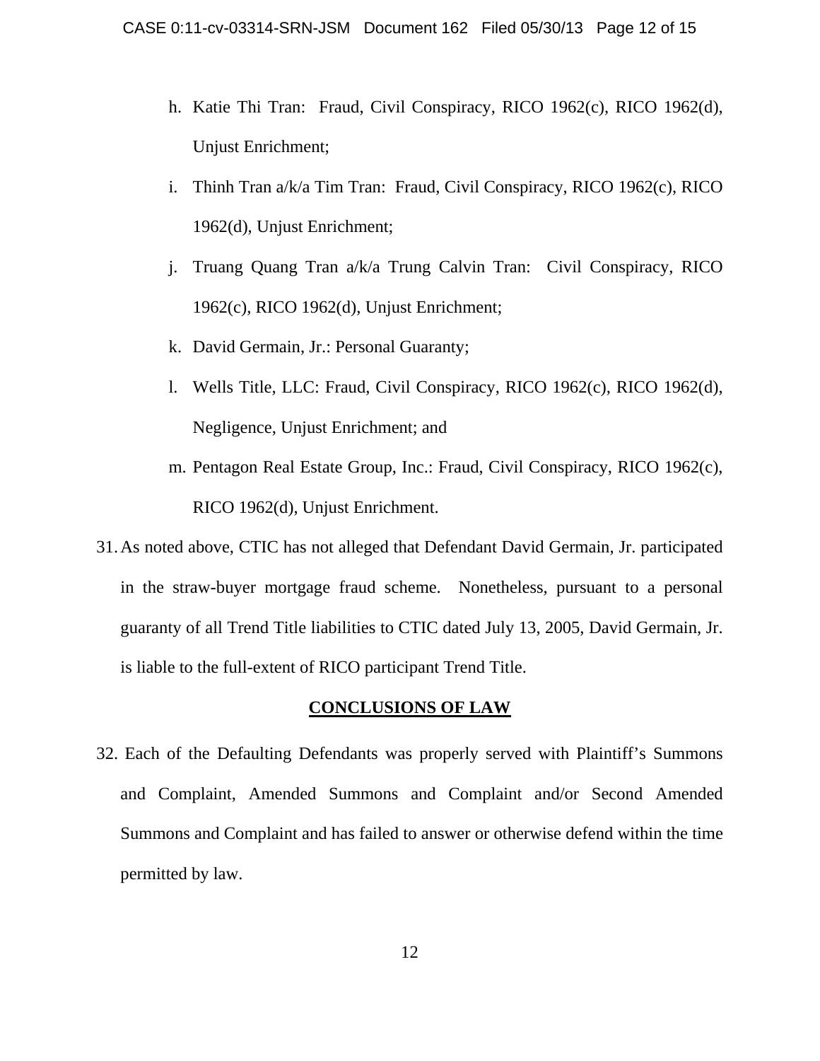h. Katie Thi Tran: Fraud, Civil Conspiracy, RICO 1962(c), RICO 1962(d), Unjust Enrichment;

i. Thinh Tran a/k/a Tim Tran: Fraud, Civil Conspiracy, RICO 1962(c), RICO 1962(d), Unjust Enrichment;

j. Truang Quang Tran a/k/a Trung Calvin Tran: Civil Conspiracy, RICO 1962(c), RICO 1962(d), Unjust Enrichment;

k. David Germain, Jr.: Personal Guaranty;

l. Wells Title, LLC: Fraud, Civil Conspiracy, RICO 1962(c), RICO 1962(d), Negligence, Unjust Enrichment; and

m. Pentagon Real Estate Group, Inc.: Fraud, Civil Conspiracy, RICO 1962(c), RICO 1962(d), Unjust Enrichment.

31. As noted above, CTIC has not alleged that Defendant David Germain, Jr. participated in the straw-buyer mortgage fraud scheme. Nonetheless, pursuant to a personal guaranty of all Trend Title liabilities to CTIC dated July 13, 2005, David Germain, Jr. is liable to the full-extent of RICO participant Trend Title.

## CONCLUSIONS OF LAW

32. Each of the Defaulting Defendants was properly served with Plaintiff's Summons and Complaint, Amended Summons and Complaint and/or Second Amended Summons and Complaint and has failed to answer or otherwise defend within the time permitted by law.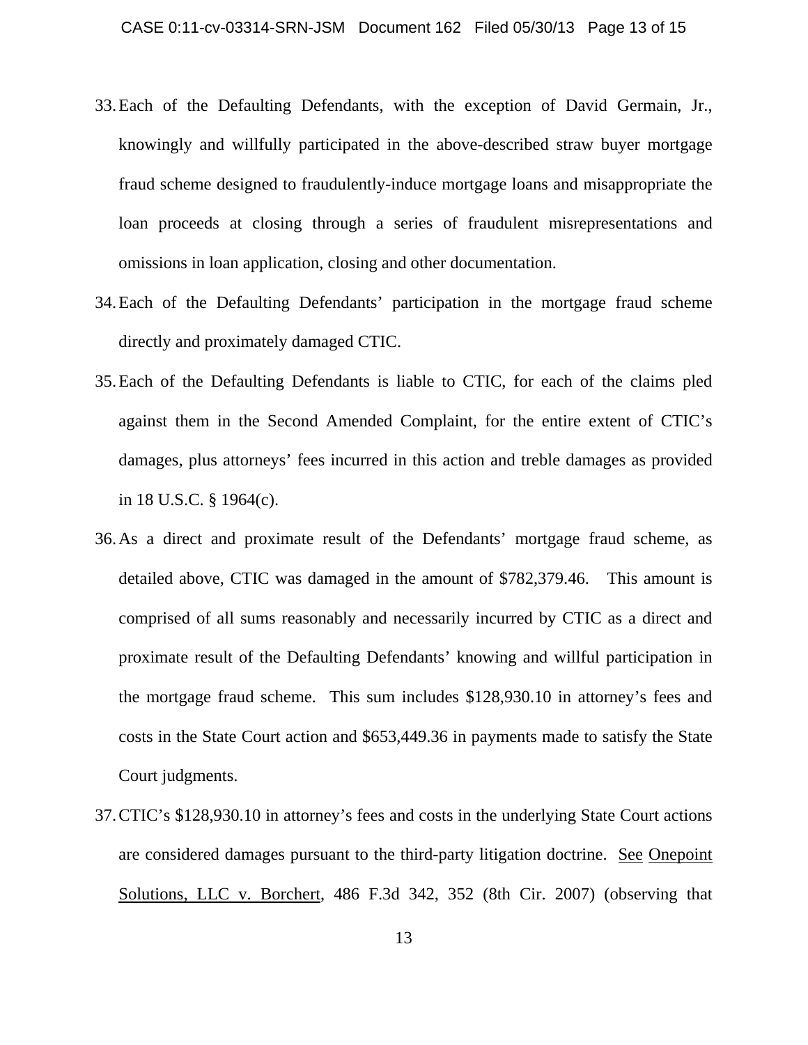33. Each of the Defaulting Defendants, with the exception of David Germain, Jr., knowingly and willfully participated in the above-described straw buyer mortgage fraud scheme designed to fraudulently-induce mortgage loans and misappropriate the loan proceeds at closing through a series of fraudulent misrepresentations and omissions in loan application, closing and other documentation.

34. Each of the Defaulting Defendants' participation in the mortgage fraud scheme directly and proximately damaged CTIC.

35. Each of the Defaulting Defendants is liable to CTIC, for each of the claims pled against them in the Second Amended Complaint, for the entire extent of CTIC's damages, plus attorneys' fees incurred in this action and treble damages as provided in 18 U.S.C. § 1964(c).

36. As a direct and proximate result of the Defendants' mortgage fraud scheme, as detailed above, CTIC was damaged in the amount of $782,379.46. This amount is comprised of all sums reasonably and necessarily incurred by CTIC as a direct and proximate result of the Defaulting Defendants' knowing and willful participation in the mortgage fraud scheme. This sum includes $128,930.10 in attorney's fees and costs in the State Court action and $653,449.36 in payments made to satisfy the State Court judgments.

37. CTIC's $128,930.10 in attorney's fees and costs in the underlying State Court actions are considered damages pursuant to the third-party litigation doctrine. See Onepoint Solutions, LLC v. Borchert, 486 F.3d 342, 352 (8th Cir. 2007) (observing that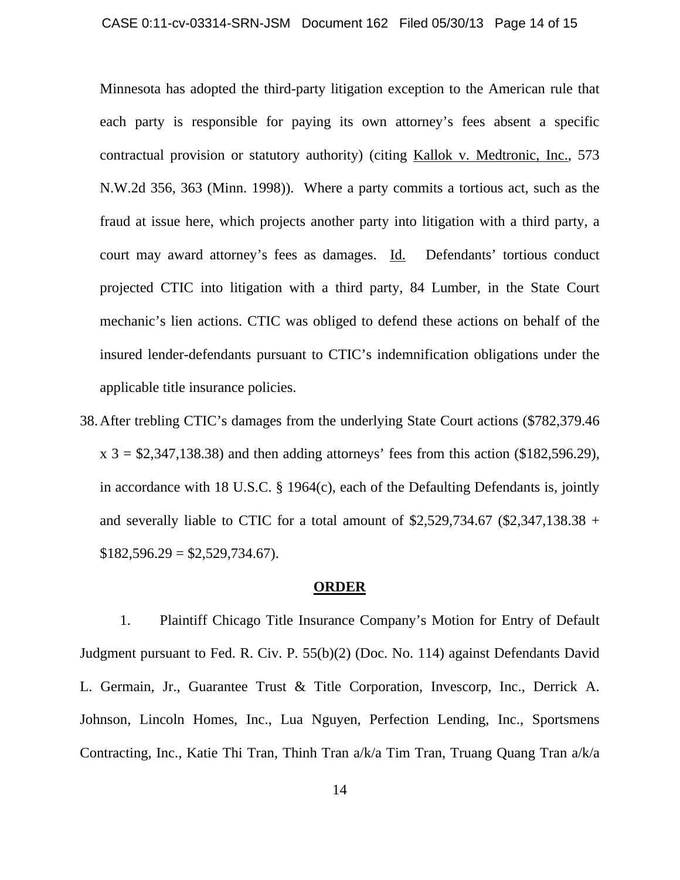Minnesota has adopted the third-party litigation exception to the American rule that each party is responsible for paying its own attorney's fees absent a specific contractual provision or statutory authority) (citing Kallok v. Medtronic, Inc., 573 N.W.2d 356, 363 (Minn. 1998)). Where a party commits a tortious act, such as the fraud at issue here, which projects another party into litigation with a third party, a court may award attorney's fees as damages. Id. Defendants' tortious conduct projected CTIC into litigation with a third party, 84 Lumber, in the State Court mechanic's lien actions. CTIC was obliged to defend these actions on behalf of the insured lender-defendants pursuant to CTIC's indemnification obligations under the applicable title insurance policies.

38. After trebling CTIC's damages from the underlying State Court actions ($782,379.46 x 3 = $2,347,138.38) and then adding attorneys' fees from this action ($182,596.29), in accordance with 18 U.S.C. § 1964(c), each of the Defaulting Defendants is, jointly and severally liable to CTIC for a total amount of $2,529,734.67 ($2,347,138.38 + $182,596.29 = $2,529,734.67).

## ORDER

1. Plaintiff Chicago Title Insurance Company's Motion for Entry of Default Judgment pursuant to Fed. R. Civ. P. 55(b)(2) (Doc. No. 114) against Defendants David L. Germain, Jr., Guarantee Trust & Title Corporation, Invescorp, Inc., Derrick A. Johnson, Lincoln Homes, Inc., Lua Nguyen, Perfection Lending, Inc., Sportsmens Contracting, Inc., Katie Thi Tran, Thinh Tran a/k/a Tim Tran, Truang Quang Tran a/k/a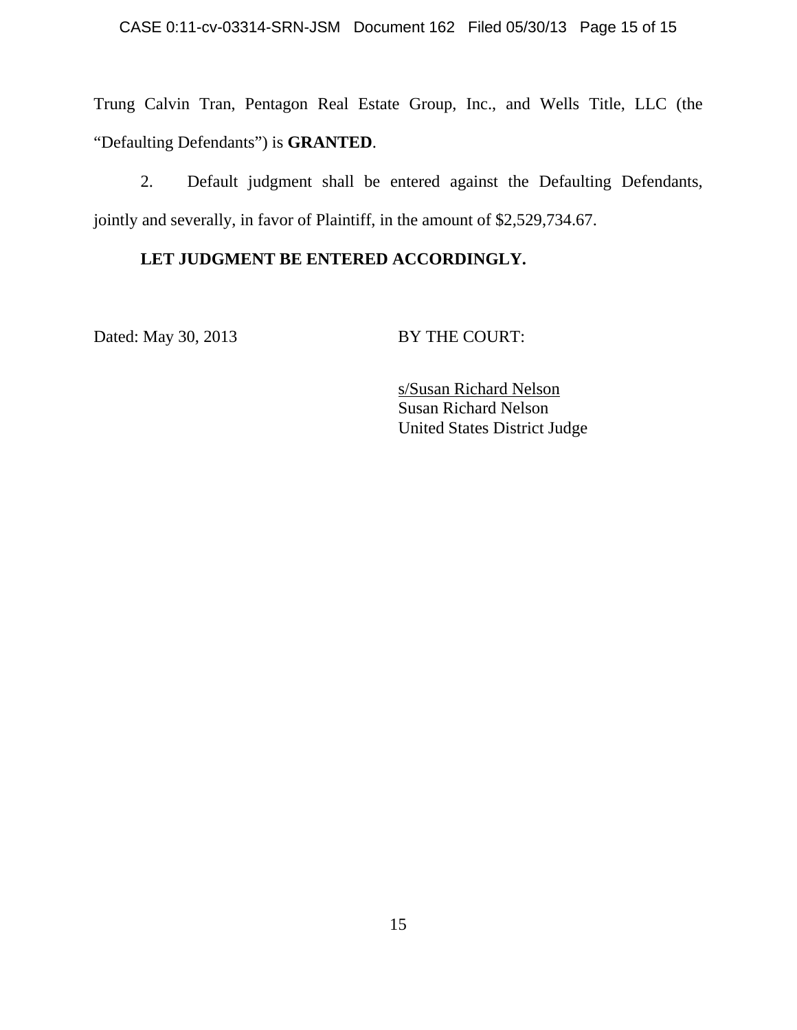Trung Calvin Tran, Pentagon Real Estate Group, Inc., and Wells Title, LLC (the "Defaulting Defendants") is **GRANTED**.

2. Default judgment shall be entered against the Defaulting Defendants, jointly and severally, in favor of Plaintiff, in the amount of $2,529,734.67.

**LET JUDGMENT BE ENTERED ACCORDINGLY.**

Dated: May 30, 2013

BY THE COURT:

s/Susan Richard Nelson
Susan Richard Nelson
United States District Judge